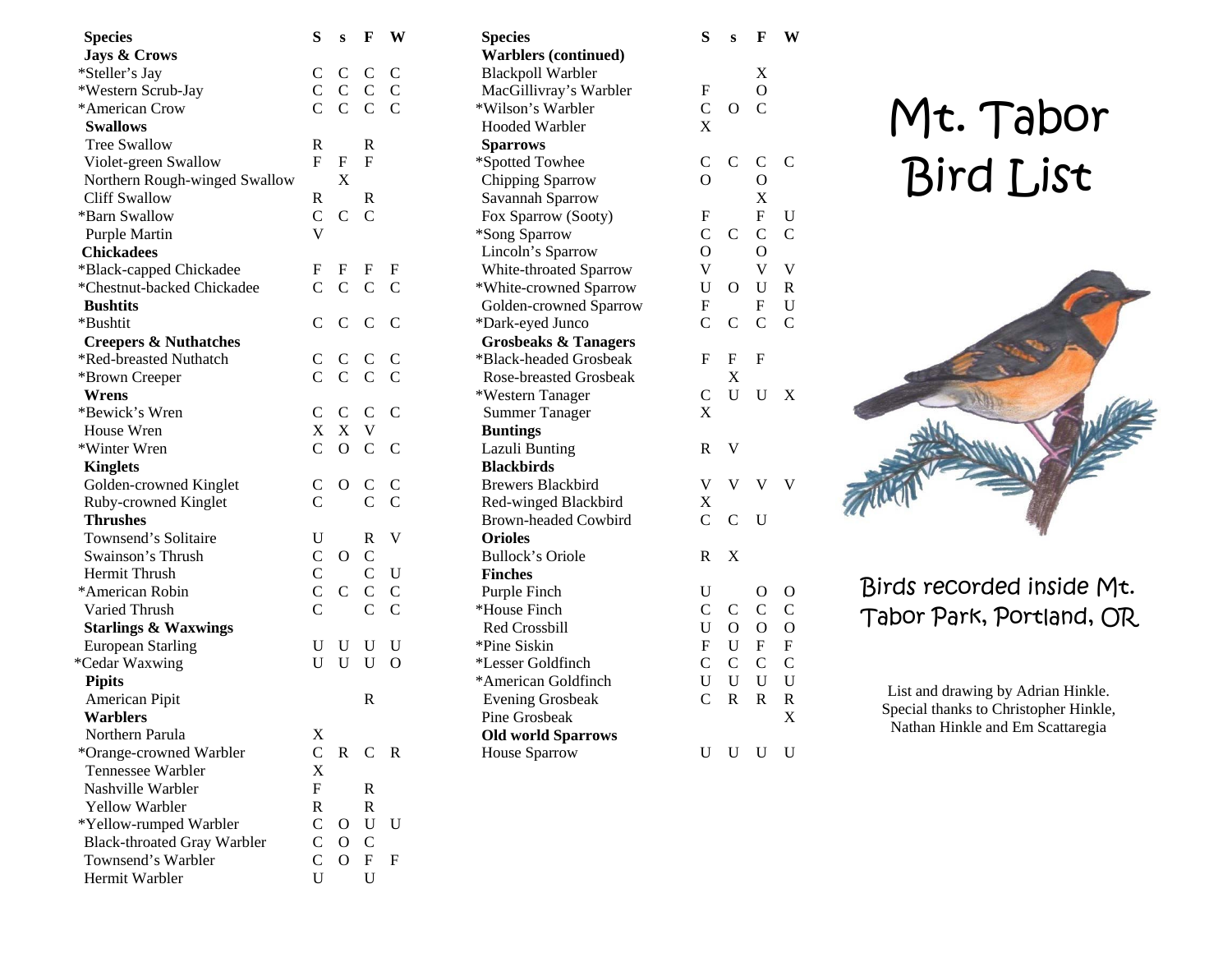# Mt. Tabor Bird List

Birds recorded inside Mt. Tabor Park, Portland, OR

List and drawing by Adrian Hinkle.
Special thanks to Christopher Hinkle, Nathan Hinkle and Em Scattaregia

| Species | S | s | F | W |
|---|---|---|---|---|
| **Jays & Crows** | | | | |
| *Steller's Jay | C | C | C | C |
| *Western Scrub-Jay | C | C | C | C |
| *American Crow | C | C | C | C |
| **Swallows** | | | | |
| Tree Swallow | R | | R | |
| Violet-green Swallow | F | F | F | |
| Northern Rough-winged Swallow | | X | | |
| Cliff Swallow | R | | R | |
| *Barn Swallow | C | C | C | |
| Purple Martin | V | | | |
| **Chickadees** | | | | |
| *Black-capped Chickadee | F | F | F | F |
| *Chestnut-backed Chickadee | C | C | C | C |
| **Bushtits** | | | | |
| *Bushtit | C | C | C | C |
| **Creepers & Nuthatches** | | | | |
| *Red-breasted Nuthatch | C | C | C | C |
| *Brown Creeper | C | C | C | C |
| **Wrens** | | | | |
| *Bewick's Wren | C | C | C | C |
| House Wren | X | X | V | |
| *Winter Wren | C | O | C | C |
| **Kinglets** | | | | |
| Golden-crowned Kinglet | C | O | C | C |
| Ruby-crowned Kinglet | C | | C | C |
| **Thrushes** | | | | |
| Townsend's Solitaire | U | | R | V |
| Swainson's Thrush | C | O | C | |
| Hermit Thrush | C | | C | U |
| *American Robin | C | C | C | C |
| Varied Thrush | C | | C | C |
| **Starlings & Waxwings** | | | | |
| European Starling | U | U | U | U |
| *Cedar Waxwing | U | U | U | O |
| **Pipits** | | | | |
| American Pipit | | | R | |
| **Warblers** | | | | |
| Northern Parula | X | | | |
| *Orange-crowned Warbler | C | R | C | R |
| Tennessee Warbler | X | | | |
| Nashville Warbler | F | | R | |
| Yellow Warbler | R | | R | |
| *Yellow-rumped Warbler | C | O | U | U |
| Black-throated Gray Warbler | C | O | C | |
| Townsend's Warbler | C | O | F | F |
| Hermit Warbler | U | | U | |
| **Warblers (continued)** | | | | |
| Blackpoll Warbler | | | X | |
| MacGillivray's Warbler | F | | O | |
| *Wilson's Warbler | C | O | C | |
| Hooded Warbler | X | | | |
| **Sparrows** | | | | |
| *Spotted Towhee | C | C | C | C |
| Chipping Sparrow | O | | O | |
| Savannah Sparrow | | | X | |
| Fox Sparrow (Sooty) | F | | F | U |
| *Song Sparrow | C | C | C | C |
| Lincoln's Sparrow | O | | O | |
| White-throated Sparrow | V | | V | V |
| *White-crowned Sparrow | U | O | U | R |
| Golden-crowned Sparrow | F | | F | U |
| *Dark-eyed Junco | C | C | C | C |
| **Grosbeaks & Tanagers** | | | | |
| *Black-headed Grosbeak | F | F | F | |
| Rose-breasted Grosbeak | | X | | |
| *Western Tanager | C | U | U | X |
| Summer Tanager | X | | | |
| **Buntings** | | | | |
| Lazuli Bunting | R | V | | |
| **Blackbirds** | | | | |
| Brewers Blackbird | V | V | V | V |
| Red-winged Blackbird | X | | | |
| Brown-headed Cowbird | C | C | U | |
| **Orioles** | | | | |
| Bullock's Oriole | R | X | | |
| **Finches** | | | | |
| Purple Finch | U | | O | O |
| *House Finch | C | C | C | C |
| Red Crossbill | U | O | O | O |
| *Pine Siskin | F | U | F | F |
| *Lesser Goldfinch | C | C | C | C |
| *American Goldfinch | U | U | U | U |
| Evening Grosbeak | C | R | R | R |
| Pine Grosbeak | | | | X |
| **Old world Sparrows** | | | | |
| House Sparrow | U | U | U | U |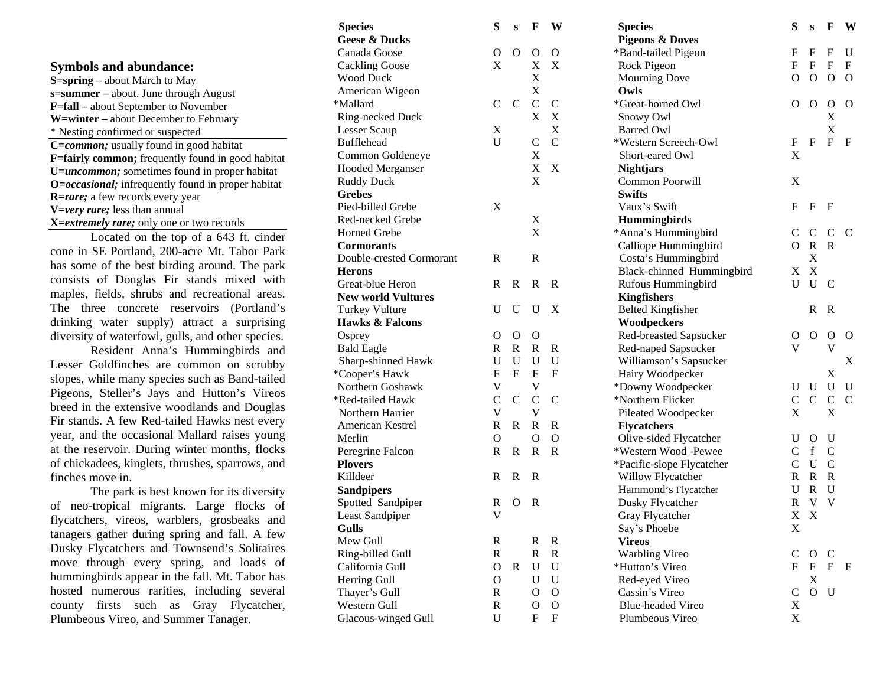## Symbols and abundance:

**S=spring –** about March to May
**s=summer –** about. June through August
**F=fall –** about September to November
**W=winter –** about December to February
* Nesting confirmed or suspected

**C=*common;*** usually found in good habitat
**F=fairly common;** frequently found in good habitat
**U=*uncommon;*** sometimes found in proper habitat
**O=*occasional;*** infrequently found in proper habitat
**R=*rare;*** a few records every year
**V=*very rare;*** less than annual
**X=*extremely rare;*** only one or two records

Located on the top of a 643 ft. cinder cone in SE Portland, 200-acre Mt. Tabor Park has some of the best birding around. The park consists of Douglas Fir stands mixed with maples, fields, shrubs and recreational areas. The three concrete reservoirs (Portland's drinking water supply) attract a surprising diversity of waterfowl, gulls, and other species.

Resident Anna's Hummingbirds and Lesser Goldfinches are common on scrubby slopes, while many species such as Band-tailed Pigeons, Steller's Jays and Hutton's Vireos breed in the extensive woodlands and Douglas Fir stands. A few Red-tailed Hawks nest every year, and the occasional Mallard raises young at the reservoir. During winter months, flocks of chickadees, kinglets, thrushes, sparrows, and finches move in.

The park is best known for its diversity of neo-tropical migrants. Large flocks of flycatchers, vireos, warblers, grosbeaks and tanagers gather during spring and fall. A few Dusky Flycatchers and Townsend's Solitaires move through every spring, and loads of hummingbirds appear in the fall. Mt. Tabor has hosted numerous rarities, including several county firsts such as Gray Flycatcher, Plumbeous Vireo, and Summer Tanager.

| Species | S | s | F | W |
|---|---|---|---|---|
| **Geese & Ducks** | | | | |
| Canada Goose | O | O | O | O |
| Cackling Goose | X | | X | X |
| Wood Duck | | | X | |
| American Wigeon | | | X | |
| *Mallard | C | C | C | C |
| Ring-necked Duck | | | X | X |
| Lesser Scaup | X | | | X |
| Bufflehead | U | | C | C |
| Common Goldeneye | | | X | |
| Hooded Merganser | | | X | X |
| Ruddy Duck | | | X | |
| **Grebes** | | | | |
| Pied-billed Grebe | X | | | |
| Red-necked Grebe | | | X | |
| Horned Grebe | | | X | |
| **Cormorants** | | | | |
| Double-crested Cormorant | R | | R | |
| **Herons** | | | | |
| Great-blue Heron | R | R | R | R |
| **New world Vultures** | | | | |
| Turkey Vulture | U | U | U | X |
| **Hawks & Falcons** | | | | |
| Osprey | O | O | O | |
| Bald Eagle | R | R | R | R |
| Sharp-shinned Hawk | U | U | U | U |
| *Cooper's Hawk | F | F | F | F |
| Northern Goshawk | V | | V | |
| *Red-tailed Hawk | C | C | C | C |
| Northern Harrier | V | | V | |
| American Kestrel | R | R | R | R |
| Merlin | O | | O | O |
| Peregrine Falcon | R | R | R | R |
| **Plovers** | | | | |
| Killdeer | R | R | R | |
| **Sandpipers** | | | | |
| Spotted Sandpiper | R | O | R | |
| Least Sandpiper | V | | | |
| **Gulls** | | | | |
| Mew Gull | R | | R | R |
| Ring-billed Gull | R | | R | R |
| California Gull | O | R | U | U |
| Herring Gull | O | | U | U |
| Thayer's Gull | R | | O | O |
| Western Gull | R | | O | O |
| Glacous-winged Gull | U | | F | F |

| Species | S | s | F | W |
|---|---|---|---|---|
| **Pigeons & Doves** | | | | |
| *Band-tailed Pigeon | F | F | F | U |
| Rock Pigeon | F | F | F | F |
| Mourning Dove | O | O | O | O |
| **Owls** | | | | |
| *Great-horned Owl | O | O | O | O |
| Snowy Owl | | | X | |
| Barred Owl | | | X | |
| *Western Screech-Owl | F | F | F | F |
| Short-eared Owl | X | | | |
| **Nightjars** | | | | |
| Common Poorwill | X | | | |
| **Swifts** | | | | |
| Vaux's Swift | F | F | F | |
| **Hummingbirds** | | | | |
| *Anna's Hummingbird | C | C | C | C |
| Calliope Hummingbird | O | R | R | |
| Costa's Hummingbird | | X | | |
| Black-chinned Hummingbird | X | X | | |
| Rufous Hummingbird | U | U | C | |
| **Kingfishers** | | | | |
| Belted Kingfisher | | R | R | |
| **Woodpeckers** | | | | |
| Red-breasted Sapsucker | O | O | O | O |
| Red-naped Sapsucker | V | | V | |
| Williamson's Sapsucker | | | | X |
| Hairy Woodpecker | | | X | |
| *Downy Woodpecker | U | U | U | U |
| *Northern Flicker | C | C | C | C |
| Pileated Woodpecker | X | | X | |
| **Flycatchers** | | | | |
| Olive-sided Flycatcher | U | O | U | |
| *Western Wood -Pewee | C | f | C | |
| *Pacific-slope Flycatcher | C | U | C | |
| Willow Flycatcher | R | R | R | |
| Hammond's Flycatcher | U | R | U | |
| Dusky Flycatcher | R | V | V | |
| Gray Flycatcher | X | X | | |
| Say's Phoebe | X | | | |
| **Vireos** | | | | |
| Warbling Vireo | C | O | C | |
| *Hutton's Vireo | F | F | F | F |
| Red-eyed Vireo | | X | | |
| Cassin's Vireo | C | O | U | |
| Blue-headed Vireo | X | | | |
| Plumbeous Vireo | X | | | |